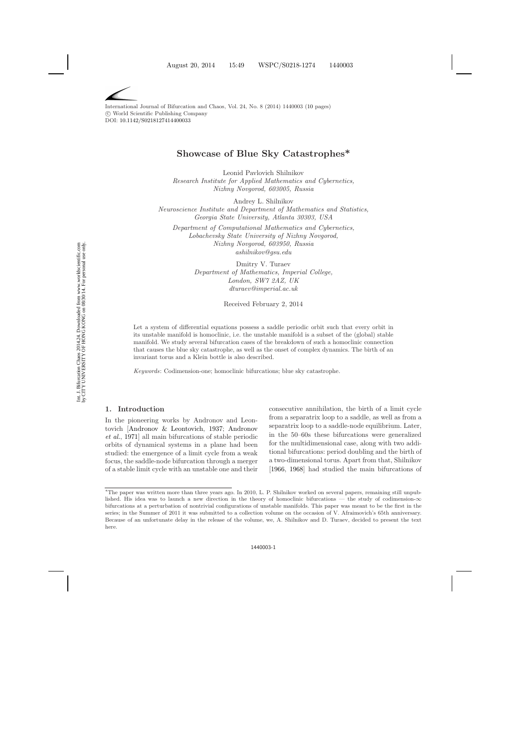International Journal of Bifurcation and Chaos, Vol. 24, No. 8 (2014) 1440003 (10 pages)
© World Scientific Publishing Company
DOI: 10.1142/S0218127414400033

# Showcase of Blue Sky Catastrophes*

Leonid Pavlovich Shilnikov
*Research Institute for Applied Mathematics and Cybernetics, Nizhny Novgorod, 603005, Russia*

Andrey L. Shilnikov
*Neuroscience Institute and Department of Mathematics and Statistics, Georgia State University, Atlanta 30303, USA*

*Department of Computational Mathematics and Cybernetics, Lobachevsky State University of Nizhny Novgorod, Nizhny Novgorod, 603950, Russia*
*ashilnikov@gsu.edu*

Dmitry V. Turaev
*Department of Mathematics, Imperial College, London, SW7 2AZ, UK*
*dturaev@imperial.ac.uk*

Received February 2, 2014

Let a system of differential equations possess a saddle periodic orbit such that every orbit in its unstable manifold is homoclinic, i.e. the unstable manifold is a subset of the (global) stable manifold. We study several bifurcation cases of the breakdown of such a homoclinic connection that causes the blue sky catastrophe, as well as the onset of complex dynamics. The birth of an invariant torus and a Klein bottle is also described.

*Keywords*: Codimension-one; homoclinic bifurcations; blue sky catastrophe.

## 1. Introduction

In the pioneering works by Andronov and Leontovich [Andronov & Leontovich, 1937; Andronov *et al.*, 1971] all main bifurcations of stable periodic orbits of dynamical systems in a plane had been studied: the emergence of a limit cycle from a weak focus, the saddle-node bifurcation through a merger of a stable limit cycle with an unstable one and their consecutive annihilation, the birth of a limit cycle from a separatrix loop to a saddle, as well as from a separatrix loop to a saddle-node equilibrium. Later, in the 50–60s these bifurcations were generalized for the multidimensional case, along with two additional bifurcations: period doubling and the birth of a two-dimensional torus. Apart from that, Shilnikov [1966, 1968] had studied the main bifurcations of

*The paper was written more than three years ago. In 2010, L. P. Shilnikov worked on several papers, remaining still unpublished. His idea was to launch a new direction in the theory of homoclinic bifurcations — the study of codimension-$\infty$ bifurcations at a perturbation of nontrivial configurations of unstable manifolds. This paper was meant to be the first in the series; in the Summer of 2011 it was submitted to a collection volume on the occasion of V. Afraimovich's 65th anniversary. Because of an unfortunate delay in the release of the volume, we, A. Shilnikov and D. Turaev, decided to present the text here.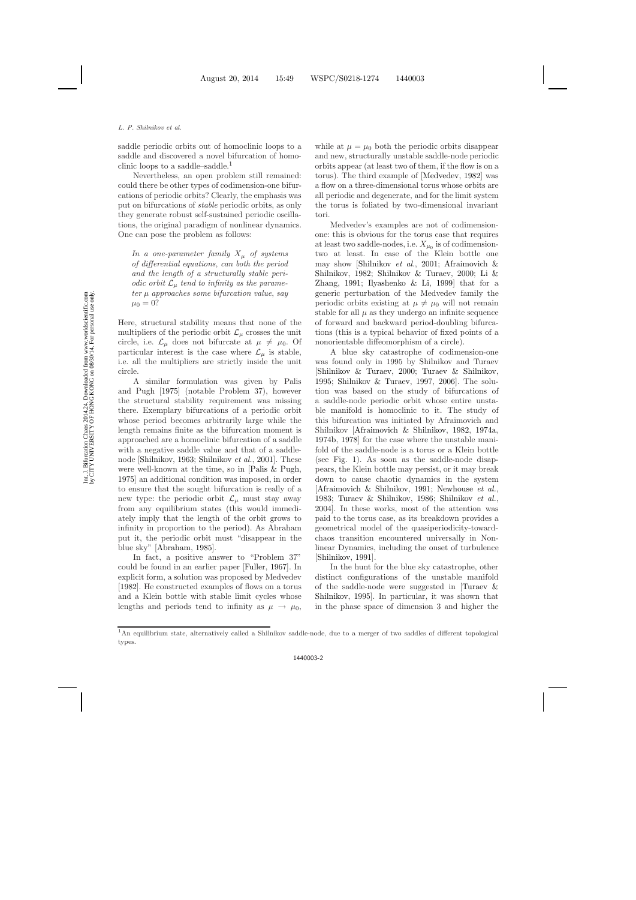saddle periodic orbits out of homoclinic loops to a saddle and discovered a novel bifurcation of homoclinic loops to a saddle–saddle.[1]

Nevertheless, an open problem still remained: could there be other types of codimension-one bifurcations of periodic orbits? Clearly, the emphasis was put on bifurcations of *stable* periodic orbits, as only they generate robust self-sustained periodic oscillations, the original paradigm of nonlinear dynamics. One can pose the problem as follows:

> *In a one-parameter family $X_\mu$ of systems of differential equations, can both the period and the length of a structurally stable periodic orbit $\mathcal{L}_\mu$ tend to infinity as the parameter $\mu$ approaches some bifurcation value, say $\mu_0 = 0$?*

Here, structural stability means that none of the multipliers of the periodic orbit $\mathcal{L}_\mu$ crosses the unit circle, i.e. $\mathcal{L}_\mu$ does not bifurcate at $\mu \neq \mu_0$. Of particular interest is the case where $\mathcal{L}_\mu$ is stable, i.e. all the multipliers are strictly inside the unit circle.

A similar formulation was given by Palis and Pugh [1975] (notable Problem 37), however the structural stability requirement was missing there. Exemplary bifurcations of a periodic orbit whose period becomes arbitrarily large while the length remains finite as the bifurcation moment is approached are a homoclinic bifurcation of a saddle with a negative saddle value and that of a saddle-node [Shilnikov, 1963; Shilnikov *et al.*, 2001]. These were well-known at the time, so in [Palis & Pugh, 1975] an additional condition was imposed, in order to ensure that the sought bifurcation is really of a new type: the periodic orbit $\mathcal{L}_\mu$ must stay away from any equilibrium states (this would immediately imply that the length of the orbit grows to infinity in proportion to the period). As Abraham put it, the periodic orbit must "disappear in the blue sky" [Abraham, 1985].

In fact, a positive answer to "Problem 37" could be found in an earlier paper [Fuller, 1967]. In explicit form, a solution was proposed by Medvedev [1982]. He constructed examples of flows on a torus and a Klein bottle with stable limit cycles whose lengths and periods tend to infinity as $\mu \to \mu_0$, while at $\mu = \mu_0$ both the periodic orbits disappear and new, structurally unstable saddle-node periodic orbits appear (at least two of them, if the flow is on a torus). The third example of [Medvedev, 1982] was a flow on a three-dimensional torus whose orbits are all periodic and degenerate, and for the limit system the torus is foliated by two-dimensional invariant tori.

Medvedev's examples are not of codimension-one: this is obvious for the torus case that requires at least two saddle-nodes, i.e. $X_{\mu_0}$ is of codimension-two at least. In case of the Klein bottle one may show [Shilnikov *et al.*, 2001; Afraimovich & Shilnikov, 1982; Shilnikov & Turaev, 2000; Li & Zhang, 1991; Ilyashenko & Li, 1999] that for a generic perturbation of the Medvedev family the periodic orbits existing at $\mu \neq \mu_0$ will not remain stable for all $\mu$ as they undergo an infinite sequence of forward and backward period-doubling bifurcations (this is a typical behavior of fixed points of a nonorientable diffeomorphism of a circle).

A blue sky catastrophe of codimension-one was found only in 1995 by Shilnikov and Turaev [Shilnikov & Turaev, 2000; Turaev & Shilnikov, 1995; Shilnikov & Turaev, 1997, 2006]. The solution was based on the study of bifurcations of a saddle-node periodic orbit whose entire unstable manifold is homoclinic to it. The study of this bifurcation was initiated by Afraimovich and Shilnikov [Afraimovich & Shilnikov, 1982, 1974a, 1974b, 1978] for the case where the unstable manifold of the saddle-node is a torus or a Klein bottle (see Fig. 1). As soon as the saddle-node disappears, the Klein bottle may persist, or it may break down to cause chaotic dynamics in the system [Afraimovich & Shilnikov, 1991; Newhouse *et al.*, 1983; Turaev & Shilnikov, 1986; Shilnikov *et al.*, 2004]. In these works, most of the attention was paid to the torus case, as its breakdown provides a geometrical model of the quasiperiodicity-toward-chaos transition encountered universally in Nonlinear Dynamics, including the onset of turbulence [Shilnikov, 1991].

In the hunt for the blue sky catastrophe, other distinct configurations of the unstable manifold of the saddle-node were suggested in [Turaev & Shilnikov, 1995]. In particular, it was shown that in the phase space of dimension 3 and higher the

[1] An equilibrium state, alternatively called a Shilnikov saddle-node, due to a merger of two saddles of different topological types.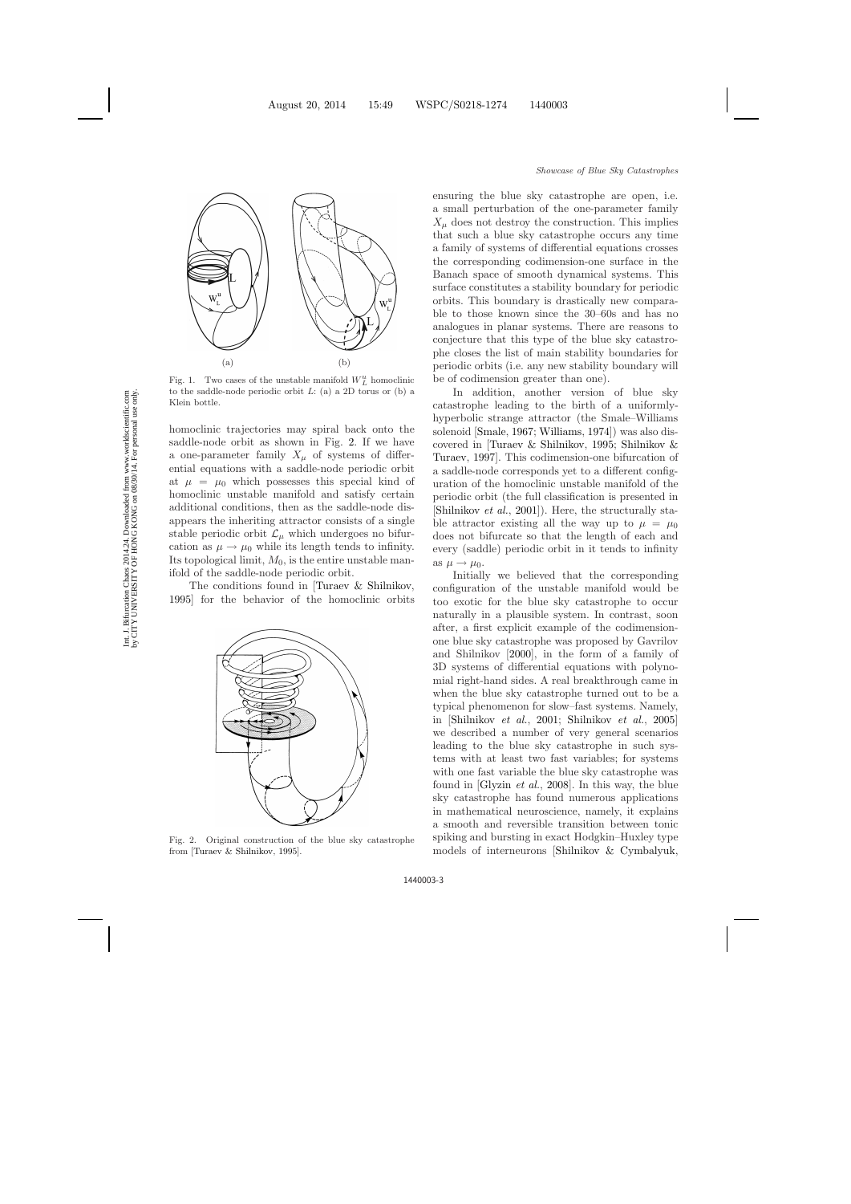Fig. 1. Two cases of the unstable manifold $W^u_L$ homoclinic to the saddle-node periodic orbit $L$: (a) a 2D torus or (b) a Klein bottle.

homoclinic trajectories may spiral back onto the saddle-node orbit as shown in Fig. 2. If we have a one-parameter family $X_\mu$ of systems of differential equations with a saddle-node periodic orbit at $\mu = \mu_0$ which possesses this special kind of homoclinic unstable manifold and satisfy certain additional conditions, then as the saddle-node disappears the inheriting attractor consists of a single stable periodic orbit $\mathcal{L}_\mu$ which undergoes no bifurcation as $\mu \to \mu_0$ while its length tends to infinity. Its topological limit, $M_0$, is the entire unstable manifold of the saddle-node periodic orbit.

The conditions found in [Turaev & Shilnikov, 1995] for the behavior of the homoclinic orbits

Fig. 2. Original construction of the blue sky catastrophe from [Turaev & Shilnikov, 1995].

ensuring the blue sky catastrophe are open, i.e. a small perturbation of the one-parameter family $X_\mu$ does not destroy the construction. This implies that such a blue sky catastrophe occurs any time a family of systems of differential equations crosses the corresponding codimension-one surface in the Banach space of smooth dynamical systems. This surface constitutes a stability boundary for periodic orbits. This boundary is drastically new comparable to those known since the 30–60s and has no analogues in planar systems. There are reasons to conjecture that this type of the blue sky catastrophe closes the list of main stability boundaries for periodic orbits (i.e. any new stability boundary will be of codimension greater than one).

In addition, another version of blue sky catastrophe leading to the birth of a uniformly-hyperbolic strange attractor (the Smale–Williams solenoid [Smale, 1967; Williams, 1974]) was also discovered in [Turaev & Shilnikov, 1995; Shilnikov & Turaev, 1997]. This codimension-one bifurcation of a saddle-node corresponds yet to a different configuration of the homoclinic unstable manifold of the periodic orbit (the full classification is presented in [Shilnikov *et al.*, 2001]). Here, the structurally stable attractor existing all the way up to $\mu = \mu_0$ does not bifurcate so that the length of each and every (saddle) periodic orbit in it tends to infinity as $\mu \to \mu_0$.

Initially we believed that the corresponding configuration of the unstable manifold would be too exotic for the blue sky catastrophe to occur naturally in a plausible system. In contrast, soon after, a first explicit example of the codimension-one blue sky catastrophe was proposed by Gavrilov and Shilnikov [2000], in the form of a family of 3D systems of differential equations with polynomial right-hand sides. A real breakthrough came in when the blue sky catastrophe turned out to be a typical phenomenon for slow–fast systems. Namely, in [Shilnikov *et al.*, 2001; Shilnikov *et al.*, 2005] we described a number of very general scenarios leading to the blue sky catastrophe in such systems with at least two fast variables; for systems with one fast variable the blue sky catastrophe was found in [Glyzin *et al.*, 2008]. In this way, the blue sky catastrophe has found numerous applications in mathematical neuroscience, namely, it explains a smooth and reversible transition between tonic spiking and bursting in exact Hodgkin–Huxley type models of interneurons [Shilnikov & Cymbalyuk,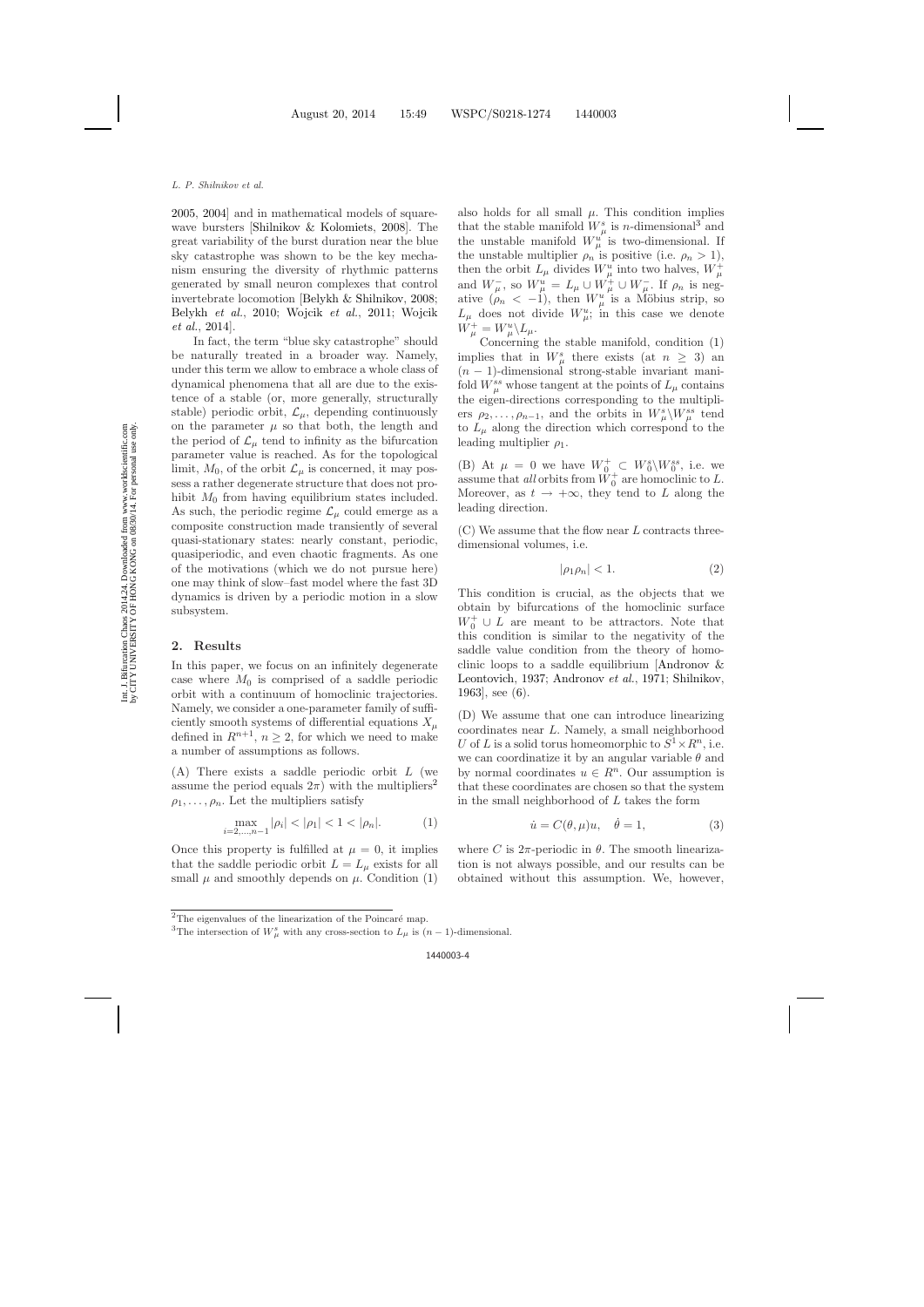2005, 2004] and in mathematical models of square-wave bursters [Shilnikov & Kolomiets, 2008]. The great variability of the burst duration near the blue sky catastrophe was shown to be the key mechanism ensuring the diversity of rhythmic patterns generated by small neuron complexes that control invertebrate locomotion [Belykh & Shilnikov, 2008; Belykh *et al.*, 2010; Wojcik *et al.*, 2011; Wojcik *et al.*, 2014].

In fact, the term "blue sky catastrophe" should be naturally treated in a broader way. Namely, under this term we allow to embrace a whole class of dynamical phenomena that all are due to the existence of a stable (or, more generally, structurally stable) periodic orbit, $\mathcal{L}_\mu$, depending continuously on the parameter $\mu$ so that both, the length and the period of $\mathcal{L}_\mu$ tend to infinity as the bifurcation parameter value is reached. As for the topological limit, $M_0$, of the orbit $\mathcal{L}_\mu$ is concerned, it may possess a rather degenerate structure that does not prohibit $M_0$ from having equilibrium states included. As such, the periodic regime $\mathcal{L}_\mu$ could emerge as a composite construction made transiently of several quasi-stationary states: nearly constant, periodic, quasiperiodic, and even chaotic fragments. As one of the motivations (which we do not pursue here) one may think of slow–fast model where the fast 3D dynamics is driven by a periodic motion in a slow subsystem.

## 2. Results

In this paper, we focus on an infinitely degenerate case where $M_0$ is comprised of a saddle periodic orbit with a continuum of homoclinic trajectories. Namely, we consider a one-parameter family of sufficiently smooth systems of differential equations $X_\mu$ defined in $R^{n+1}$, $n \geq 2$, for which we need to make a number of assumptions as follows.

(A) There exists a saddle periodic orbit $L$ (we assume the period equals $2\pi$) with the multipliers[2] $\rho_1, \ldots, \rho_n$. Let the multipliers satisfy

$$\max_{i=2,\ldots,n-1} |\rho_i| < |\rho_1| < 1 < |\rho_n|. \tag{1}$$

Once this property is fulfilled at $\mu = 0$, it implies that the saddle periodic orbit $L = L_\mu$ exists for all small $\mu$ and smoothly depends on $\mu$. Condition (1) also holds for all small $\mu$. This condition implies that the stable manifold $W^s_\mu$ is $n$-dimensional[3] and the unstable manifold $W^u_\mu$ is two-dimensional. If the unstable multiplier $\rho_n$ is positive (i.e. $\rho_n > 1$), then the orbit $L_\mu$ divides $W^u_\mu$ into two halves, $W^+_\mu$ and $W^-_\mu$, so $W^u_\mu = L_\mu \cup W^+_\mu \cup W^-_\mu$. If $\rho_n$ is negative ($\rho_n < -1$), then $W^u_\mu$ is a Möbius strip, so $L_\mu$ does not divide $W^u_\mu$; in this case we denote $W^+_\mu = W^u_\mu \backslash L_\mu$.

Concerning the stable manifold, condition (1) implies that in $W^s_\mu$ there exists (at $n \geq 3$) an $(n-1)$-dimensional strong-stable invariant manifold $W^{ss}_\mu$ whose tangent at the points of $L_\mu$ contains the eigen-directions corresponding to the multipliers $\rho_2, \ldots, \rho_{n-1}$, and the orbits in $W^s_\mu \backslash W^{ss}_\mu$ tend to $L_\mu$ along the direction which correspond to the leading multiplier $\rho_1$.

(B) At $\mu = 0$ we have $W^+_0 \subset W^s_0 \backslash W^{ss}_0$, i.e. we assume that *all* orbits from $W^+_0$ are homoclinic to $L$. Moreover, as $t \to +\infty$, they tend to $L$ along the leading direction.

(C) We assume that the flow near $L$ contracts three-dimensional volumes, i.e.

$$|\rho_1 \rho_n| < 1. \tag{2}$$

This condition is crucial, as the objects that we obtain by bifurcations of the homoclinic surface $W^+_0 \cup L$ are meant to be attractors. Note that this condition is similar to the negativity of the saddle value condition from the theory of homoclinic loops to a saddle equilibrium [Andronov & Leontovich, 1937; Andronov *et al.*, 1971; Shilnikov, 1963], see (6).

(D) We assume that one can introduce linearizing coordinates near $L$. Namely, a small neighborhood $U$ of $L$ is a solid torus homeomorphic to $S^1 \times R^n$, i.e. we can coordinatize it by an angular variable $\theta$ and by normal coordinates $u \in R^n$. Our assumption is that these coordinates are chosen so that the system in the small neighborhood of $L$ takes the form

$$\dot{u} = C(\theta, \mu)u, \quad \dot{\theta} = 1, \tag{3}$$

where $C$ is $2\pi$-periodic in $\theta$. The smooth linearization is not always possible, and our results can be obtained without this assumption. We, however,

---

[2] The eigenvalues of the linearization of the Poincaré map.

[3] The intersection of $W^s_\mu$ with any cross-section to $L_\mu$ is $(n-1)$-dimensional.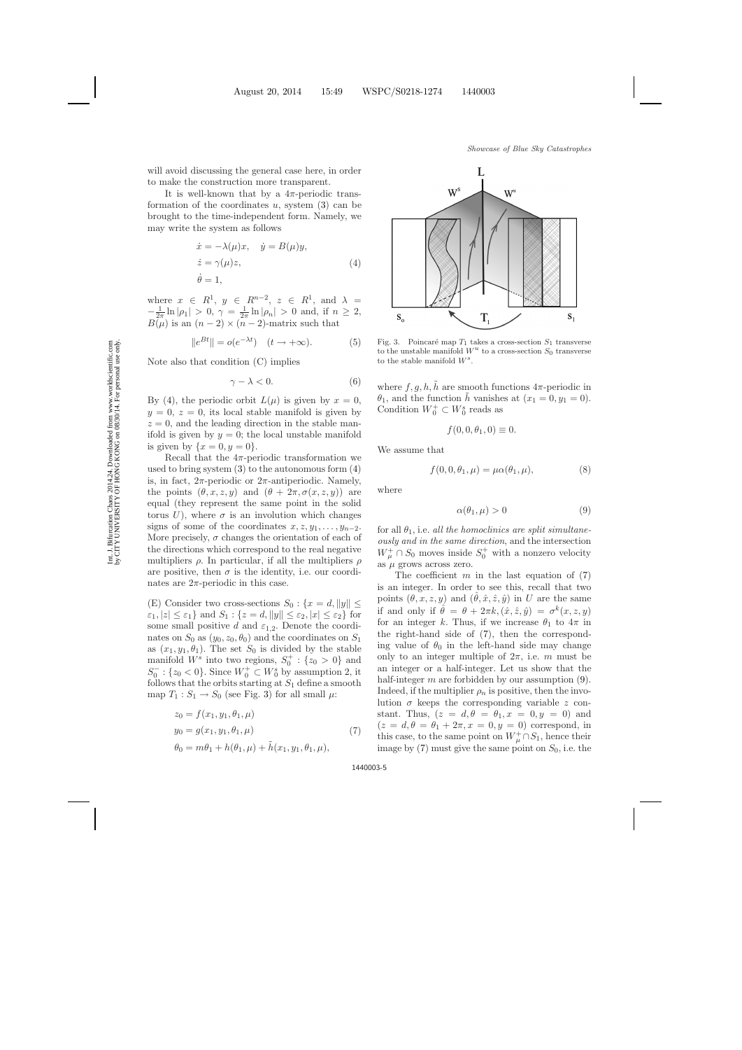will avoid discussing the general case here, in order to make the construction more transparent.

It is well-known that by a $4\pi$-periodic transformation of the coordinates $u$, system (3) can be brought to the time-independent form. Namely, we may write the system as follows

$$
\begin{aligned}
\dot{x} &= -\lambda(\mu)x, \quad \dot{y} = B(\mu)y, \\
\dot{z} &= \gamma(\mu)z, \\
\dot{\theta} &= 1,
\end{aligned}
\tag{4}
$$

where $x \in R^1$, $y \in R^{n-2}$, $z \in R^1$, and $\lambda = -\frac{1}{2\pi}\ln|\rho_1| > 0$, $\gamma = \frac{1}{2\pi}\ln|\rho_n| > 0$ and, if $n \geq 2$, $B(\mu)$ is an $(n-2)\times(n-2)$-matrix such that

$$
\|e^{Bt}\| = o(e^{-\lambda t}) \quad (t \to +\infty). \tag{5}
$$

Note also that condition (C) implies

$$
\gamma - \lambda < 0. \tag{6}
$$

By (4), the periodic orbit $L(\mu)$ is given by $x = 0$, $y = 0$, $z = 0$, its local stable manifold is given by $z = 0$, and the leading direction in the stable manifold is given by $y = 0$; the local unstable manifold is given by $\{x = 0, y = 0\}$.

Recall that the $4\pi$-periodic transformation we used to bring system (3) to the autonomous form (4) is, in fact, $2\pi$-periodic or $2\pi$-antiperiodic. Namely, the points $(\theta, x, z, y)$ and $(\theta + 2\pi, \sigma(x, z, y))$ are equal (they represent the same point in the solid torus $U$), where $\sigma$ is an involution which changes signs of some of the coordinates $x, z, y_1, \ldots, y_{n-2}$. More precisely, $\sigma$ changes the orientation of each of the directions which correspond to the real negative multipliers $\rho$. In particular, if all the multipliers $\rho$ are positive, then $\sigma$ is the identity, i.e. our coordinates are $2\pi$-periodic in this case.

(E) Consider two cross-sections $S_0 : \{x = d, \|y\| \leq \varepsilon_1, |z| \leq \varepsilon_1\}$ and $S_1 : \{z = d, \|y\| \leq \varepsilon_2, |x| \leq \varepsilon_2\}$ for some small positive $d$ and $\varepsilon_{1,2}$. Denote the coordinates on $S_0$ as $(y_0, z_0, \theta_0)$ and the coordinates on $S_1$ as $(x_1, y_1, \theta_1)$. The set $S_0$ is divided by the stable manifold $W^s$ into two regions, $S_0^+ : \{z_0 > 0\}$ and $S_0^- : \{z_0 < 0\}$. Since $W_0^+ \subset W_0^s$ by assumption 2, it follows that the orbits starting at $S_1$ define a smooth map $T_1 : S_1 \to S_0$ (see Fig. 3) for all small $\mu$:

$$
\begin{aligned}
z_0 &= f(x_1, y_1, \theta_1, \mu) \\
y_0 &= g(x_1, y_1, \theta_1, \mu) \\
\theta_0 &= m\theta_1 + h(\theta_1, \mu) + \tilde{h}(x_1, y_1, \theta_1, \mu),
\end{aligned}
\tag{7}
$$

Fig. 3. Poincaré map $T_1$ takes a cross-section $S_1$ transverse to the unstable manifold $W^u$ to a cross-section $S_0$ transverse to the stable manifold $W^s$.

where $f, g, h, \tilde{h}$ are smooth functions $4\pi$-periodic in $\theta_1$, and the function $\tilde{h}$ vanishes at $(x_1 = 0, y_1 = 0)$. Condition $W_0^+ \subset W_0^s$ reads as

$$
f(0, 0, \theta_1, 0) \equiv 0.
$$

We assume that

$$
f(0, 0, \theta_1, \mu) = \mu\alpha(\theta_1, \mu), \tag{8}
$$

where

$$
\alpha(\theta_1, \mu) > 0 \tag{9}
$$

for all $\theta_1$, i.e. *all the homoclinics are split simultaneously and in the same direction*, and the intersection $W_\mu^+ \cap S_0$ moves inside $S_0^+$ with a nonzero velocity as $\mu$ grows across zero.

The coefficient $m$ in the last equation of (7) is an integer. In order to see this, recall that two points $(\theta, x, z, y)$ and $(\hat{\theta}, \hat{x}, \hat{z}, \hat{y})$ in $U$ are the same if and only if $\hat{\theta} = \theta + 2\pi k, (\hat{x}, \hat{z}, \hat{y}) = \sigma^k(x, z, y)$ for an integer $k$. Thus, if we increase $\theta_1$ to $4\pi$ in the right-hand side of (7), then the corresponding value of $\theta_0$ in the left-hand side may change only to an integer multiple of $2\pi$, i.e. $m$ must be an integer or a half-integer. Let us show that the half-integer $m$ are forbidden by our assumption (9). Indeed, if the multiplier $\rho_n$ is positive, then the involution $\sigma$ keeps the corresponding variable $z$ constant. Thus, $(z = d, \theta = \theta_1, x = 0, y = 0)$ and $(z = d, \theta = \theta_1 + 2\pi, x = 0, y = 0)$ correspond, in this case, to the same point on $W_\mu^+ \cap S_1$, hence their image by (7) must give the same point on $S_0$, i.e. the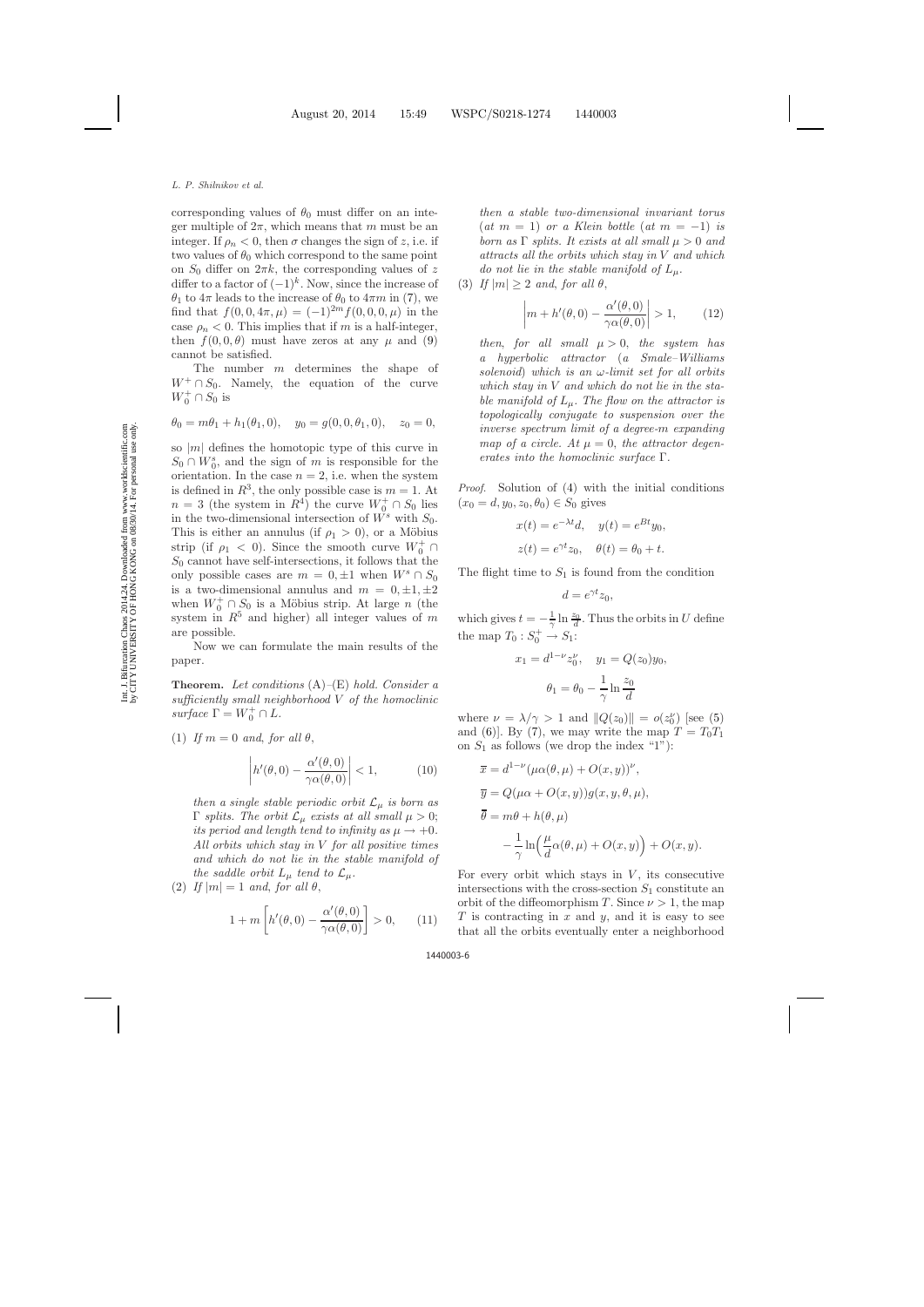corresponding values of $\theta_0$ must differ on an integer multiple of $2\pi$, which means that $m$ must be an integer. If $\rho_n < 0$, then $\sigma$ changes the sign of $z$, i.e. if two values of $\theta_0$ which correspond to the same point on $S_0$ differ on $2\pi k$, the corresponding values of $z$ differ to a factor of $(-1)^k$. Now, since the increase of $\theta_1$ to $4\pi$ leads to the increase of $\theta_0$ to $4\pi m$ in (7), we find that $f(0, 0, 4\pi, \mu) = (-1)^{2m} f(0, 0, 0, \mu)$ in the case $\rho_n < 0$. This implies that if $m$ is a half-integer, then $f(0, 0, \theta)$ must have zeros at any $\mu$ and (9) cannot be satisfied.

The number $m$ determines the shape of $W^+ \cap S_0$. Namely, the equation of the curve $W_0^+ \cap S_0$ is

$$\theta_0 = m\theta_1 + h_1(\theta_1, 0), \quad y_0 = g(0, 0, \theta_1, 0), \quad z_0 = 0,$$

so $|m|$ defines the homotopic type of this curve in $S_0 \cap W_0^s$, and the sign of $m$ is responsible for the orientation. In the case $n = 2$, i.e. when the system is defined in $R^3$, the only possible case is $m = 1$. At $n = 3$ (the system in $R^4$) the curve $W_0^+ \cap S_0$ lies in the two-dimensional intersection of $W^s$ with $S_0$. This is either an annulus (if $\rho_1 > 0$), or a Möbius strip (if $\rho_1 < 0$). Since the smooth curve $W_0^+ \cap S_0$ cannot have self-intersections, it follows that the only possible cases are $m = 0, \pm 1$ when $W^s \cap S_0$ is a two-dimensional annulus and $m = 0, \pm 1, \pm 2$ when $W_0^+ \cap S_0$ is a Möbius strip. At large $n$ (the system in $R^5$ and higher) all integer values of $m$ are possible.

Now we can formulate the main results of the paper.

**Theorem.** *Let conditions* (A)–(E) *hold. Consider a sufficiently small neighborhood $V$ of the homoclinic surface $\Gamma = W_0^+ \cap L$.*

(1) *If $m = 0$ and, for all $\theta$,*

$$\left| h'(\theta, 0) - \frac{\alpha'(\theta, 0)}{\gamma\alpha(\theta, 0)} \right| < 1, \qquad (10)$$

*then a single stable periodic orbit $\mathcal{L}_\mu$ is born as $\Gamma$ splits. The orbit $\mathcal{L}_\mu$ exists at all small $\mu > 0$; its period and length tend to infinity as $\mu \to +0$. All orbits which stay in $V$ for all positive times and which do not lie in the stable manifold of the saddle orbit $L_\mu$ tend to $\mathcal{L}_\mu$.*

(2) *If $|m| = 1$ and, for all $\theta$,*

$$1 + m\left[ h'(\theta, 0) - \frac{\alpha'(\theta, 0)}{\gamma\alpha(\theta, 0)} \right] > 0, \qquad (11)$$

*then a stable two-dimensional invariant torus (at $m = 1$) or a Klein bottle (at $m = -1$) is born as $\Gamma$ splits. It exists at all small $\mu > 0$ and attracts all the orbits which stay in $V$ and which do not lie in the stable manifold of $L_\mu$.*

(3) *If $|m| \geq 2$ and, for all $\theta$,*

$$\left| m + h'(\theta, 0) - \frac{\alpha'(\theta, 0)}{\gamma\alpha(\theta, 0)} \right| > 1, \qquad (12)$$

*then, for all small $\mu > 0$, the system has a hyperbolic attractor (a Smale–Williams solenoid) which is an $\omega$-limit set for all orbits which stay in $V$ and which do not lie in the stable manifold of $L_\mu$. The flow on the attractor is topologically conjugate to suspension over the inverse spectrum limit of a degree-$m$ expanding map of a circle. At $\mu = 0$, the attractor degenerates into the homoclinic surface $\Gamma$.*

*Proof.* Solution of (4) with the initial conditions $(x_0 = d, y_0, z_0, \theta_0) \in S_0$ gives

$$x(t) = e^{-\lambda t} d, \quad y(t) = e^{Bt} y_0,$$
$$z(t) = e^{\gamma t} z_0, \quad \theta(t) = \theta_0 + t.$$

The flight time to $S_1$ is found from the condition

$$d = e^{\gamma t} z_0,$$

which gives $t = -\frac{1}{\gamma} \ln \frac{z_0}{d}$. Thus the orbits in $U$ define the map $T_0 : S_0^+ \to S_1$:

$$x_1 = d^{1-\nu} z_0^\nu, \quad y_1 = Q(z_0) y_0,$$
$$\theta_1 = \theta_0 - \frac{1}{\gamma} \ln \frac{z_0}{d}$$

where $\nu = \lambda/\gamma > 1$ and $\|Q(z_0)\| = o(z_0^\nu)$ [see (5) and (6)]. By (7), we may write the map $T = T_0 T_1$ on $S_1$ as follows (we drop the index "1"):

$$\bar{x} = d^{1-\nu} (\mu\alpha(\theta, \mu) + O(x, y))^\nu,$$
$$\bar{y} = Q(\mu\alpha + O(x, y)) g(x, y, \theta, \mu),$$
$$\bar{\theta} = m\theta + h(\theta, \mu)$$
$$- \frac{1}{\gamma} \ln\left( \frac{\mu}{d} \alpha(\theta, \mu) + O(x, y) \right) + O(x, y).$$

For every orbit which stays in $V$, its consecutive intersections with the cross-section $S_1$ constitute an orbit of the diffeomorphism $T$. Since $\nu > 1$, the map $T$ is contracting in $x$ and $y$, and it is easy to see that all the orbits eventually enter a neighborhood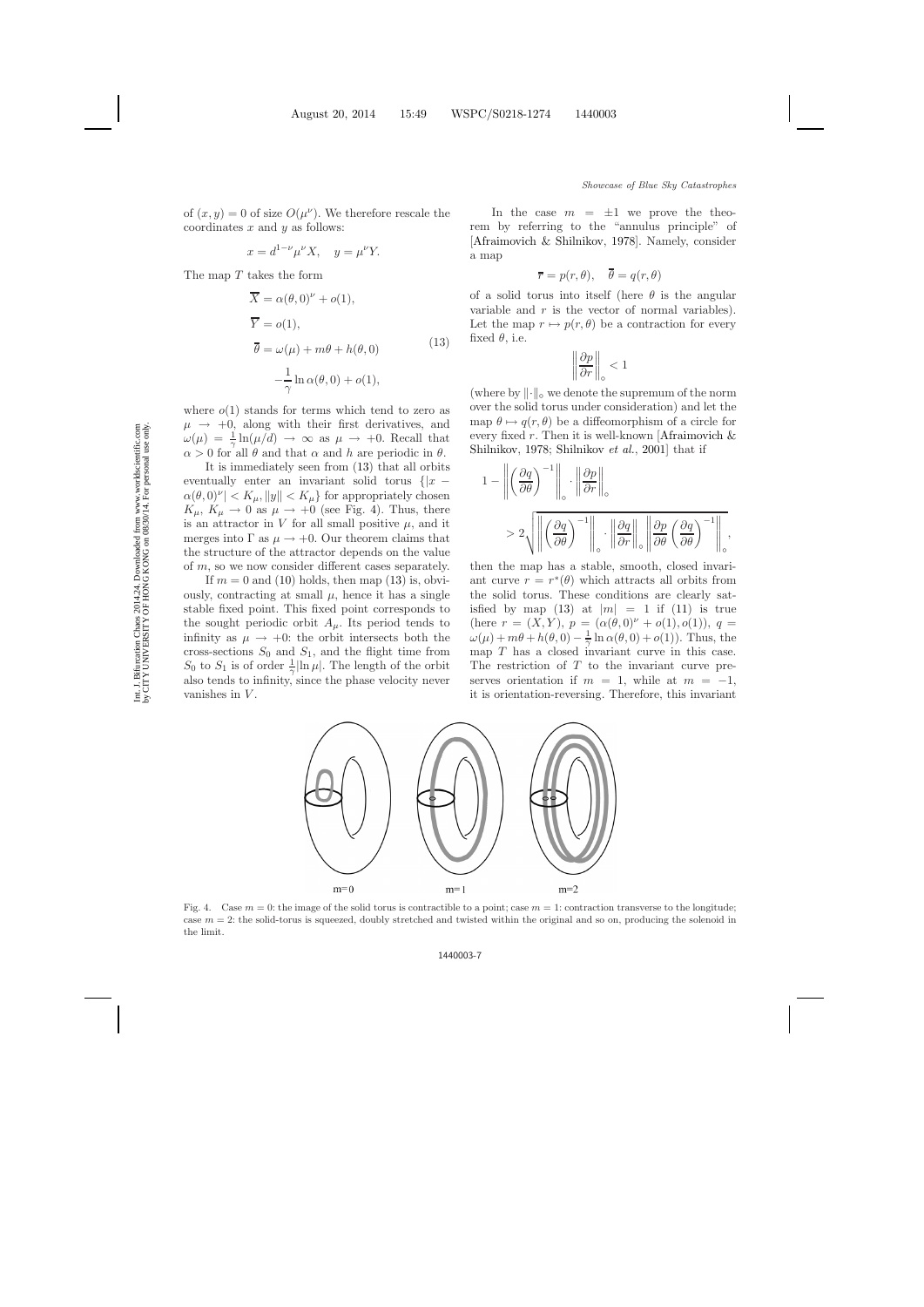of $(x, y) = 0$ of size $O(\mu^\nu)$. We therefore rescale the coordinates $x$ and $y$ as follows:

$$x = d^{1-\nu}\mu^\nu X, \quad y = \mu^\nu Y.$$

The map $T$ takes the form

$$\begin{aligned}
\overline{X} &= \alpha(\theta, 0)^\nu + o(1), \\
\overline{Y} &= o(1), \\
\overline{\theta} &= \omega(\mu) + m\theta + h(\theta, 0) \\
&\quad - \frac{1}{\gamma}\ln\alpha(\theta, 0) + o(1),
\end{aligned} \tag{13}$$

where $o(1)$ stands for terms which tend to zero as $\mu \to +0$, along with their first derivatives, and $\omega(\mu) = \frac{1}{\gamma}\ln(\mu/d) \to \infty$ as $\mu \to +0$. Recall that $\alpha > 0$ for all $\theta$ and that $\alpha$ and $h$ are periodic in $\theta$.

It is immediately seen from (13) that all orbits eventually enter an invariant solid torus $\{|x - \alpha(\theta, 0)^\nu| < K_\mu, \|y\| < K_\mu\}$ for appropriately chosen $K_\mu$, $K_\mu \to 0$ as $\mu \to +0$ (see Fig. 4). Thus, there is an attractor in $V$ for all small positive $\mu$, and it merges into $\Gamma$ as $\mu \to +0$. Our theorem claims that the structure of the attractor depends on the value of $m$, so we now consider different cases separately.

If $m = 0$ and (10) holds, then map (13) is, obviously, contracting at small $\mu$, hence it has a single stable fixed point. This fixed point corresponds to the sought periodic orbit $A_\mu$. Its period tends to infinity as $\mu \to +0$: the orbit intersects both the cross-sections $S_0$ and $S_1$, and the flight time from $S_0$ to $S_1$ is of order $\frac{1}{\gamma}|\ln\mu|$. The length of the orbit also tends to infinity, since the phase velocity never vanishes in $V$.

In the case $m = \pm 1$ we prove the theorem by referring to the "annulus principle" of [Afraimovich & Shilnikov, 1978]. Namely, consider a map

$$\overline{r} = p(r, \theta), \quad \overline{\theta} = q(r, \theta)$$

of a solid torus into itself (here $\theta$ is the angular variable and $r$ is the vector of normal variables). Let the map $r \mapsto p(r, \theta)$ be a contraction for every fixed $\theta$, i.e.

$$\left\|\frac{\partial p}{\partial r}\right\|_\circ < 1$$

(where by $\|\cdot\|_\circ$ we denote the supremum of the norm over the solid torus under consideration) and let the map $\theta \mapsto q(r, \theta)$ be a diffeomorphism of a circle for every fixed $r$. Then it is well-known [Afraimovich & Shilnikov, 1978; Shilnikov *et al.*, 2001] that if

$$1 - \left\|\left(\frac{\partial q}{\partial \theta}\right)^{-1}\right\|_\circ \cdot \left\|\frac{\partial p}{\partial r}\right\|_\circ > 2\sqrt{\left\|\left(\frac{\partial q}{\partial \theta}\right)^{-1}\right\|_\circ \cdot \left\|\frac{\partial q}{\partial r}\right\|_\circ \left\|\frac{\partial p}{\partial \theta}\left(\frac{\partial q}{\partial \theta}\right)^{-1}\right\|_\circ},$$

then the map has a stable, smooth, closed invariant curve $r = r^*(\theta)$ which attracts all orbits from the solid torus. These conditions are clearly satisfied by map (13) at $|m| = 1$ if (11) is true (here $r = (X, Y)$, $p = (\alpha(\theta, 0)^\nu + o(1), o(1))$, $q = \omega(\mu) + m\theta + h(\theta, 0) - \frac{1}{\gamma}\ln\alpha(\theta, 0) + o(1)$). Thus, the map $T$ has a closed invariant curve in this case. The restriction of $T$ to the invariant curve preserves orientation if $m = 1$, while at $m = -1$, it is orientation-reversing. Therefore, this invariant

Fig. 4. Case $m = 0$: the image of the solid torus is contractible to a point; case $m = 1$: contraction transverse to the longitude; case $m = 2$: the solid-torus is squeezed, doubly stretched and twisted within the original and so on, producing the solenoid in the limit.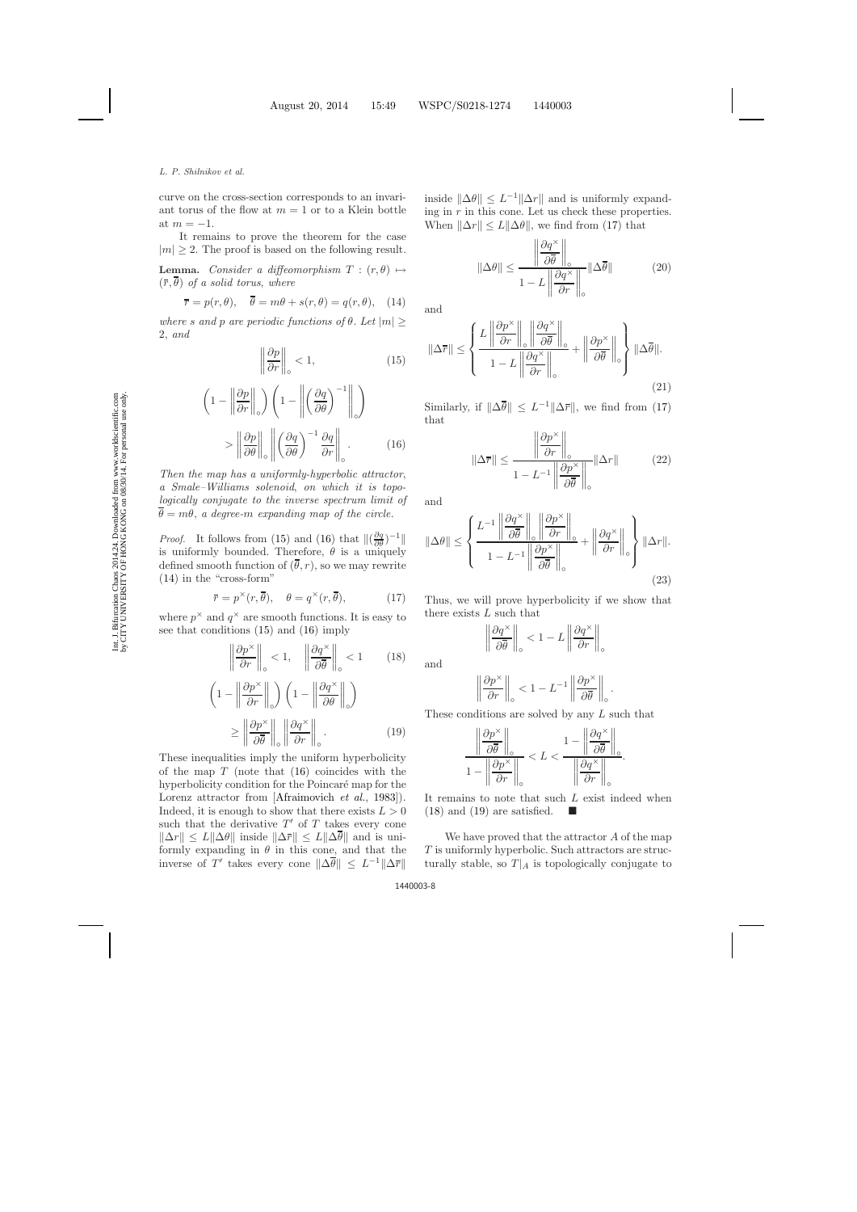curve on the cross-section corresponds to an invariant torus of the flow at $m = 1$ or to a Klein bottle at $m = -1$.

It remains to prove the theorem for the case $|m| \geq 2$. The proof is based on the following result.

**Lemma.** *Consider a diffeomorphism $T : (r, \theta) \mapsto (\overline{r}, \overline{\theta})$ of a solid torus, where*

$$\overline{r} = p(r, \theta), \quad \overline{\theta} = m\theta + s(r, \theta) = q(r, \theta), \quad (14)$$

*where $s$ and $p$ are periodic functions of $\theta$. Let $|m| \geq 2$, and*

$$\left\| \frac{\partial p}{\partial r} \right\|_{\circ} < 1, \quad (15)$$

$$\left(1 - \left\| \frac{\partial p}{\partial r} \right\|_{\circ}\right) \left(1 - \left\| \left(\frac{\partial q}{\partial \theta}\right)^{-1} \right\|_{\circ}\right) > \left\| \frac{\partial p}{\partial \theta} \right\|_{\circ} \left\| \left(\frac{\partial q}{\partial \theta}\right)^{-1} \frac{\partial q}{\partial r} \right\|_{\circ}. \quad (16)$$

*Then the map has a uniformly-hyperbolic attractor, a Smale–Williams solenoid, on which it is topologically conjugate to the inverse spectrum limit of $\overline{\theta} = m\theta$, a degree-$m$ expanding map of the circle.*

*Proof.* It follows from (15) and (16) that $\|(\frac{\partial q}{\partial \theta})^{-1}\|$ is uniformly bounded. Therefore, $\theta$ is a uniquely defined smooth function of $(\overline{\theta}, r)$, so we may rewrite (14) in the "cross-form"

$$\bar{r} = p^{\times}(r, \overline{\theta}), \quad \theta = q^{\times}(r, \overline{\theta}), \quad (17)$$

where $p^{\times}$ and $q^{\times}$ are smooth functions. It is easy to see that conditions (15) and (16) imply

$$\left\| \frac{\partial p^{\times}}{\partial r} \right\|_{\circ} < 1, \quad \left\| \frac{\partial q^{\times}}{\partial \overline{\theta}} \right\|_{\circ} < 1 \quad (18)$$

$$\left(1 - \left\| \frac{\partial p^{\times}}{\partial r} \right\|_{\circ}\right) \left(1 - \left\| \frac{\partial q^{\times}}{\partial \theta} \right\|_{\circ}\right) \geq \left\| \frac{\partial p^{\times}}{\partial \overline{\theta}} \right\|_{\circ} \left\| \frac{\partial q^{\times}}{\partial r} \right\|_{\circ}. \quad (19)$$

These inequalities imply the uniform hyperbolicity of the map $T$ (note that (16) coincides with the hyperbolicity condition for the Poincaré map for the Lorenz attractor from [Afraimovich *et al.*, 1983]). Indeed, it is enough to show that there exists $L > 0$ such that the derivative $T'$ of $T$ takes every cone $\|\Delta r\| \leq L\|\Delta\theta\|$ inside $\|\Delta \bar{r}\| \leq L\|\Delta\overline{\theta}\|$ and is uniformly expanding in $\theta$ in this cone, and that the inverse of $T'$ takes every cone $\|\Delta\overline{\theta}\| \leq L^{-1}\|\Delta\bar{r}\|$ inside $\|\Delta\theta\| \leq L^{-1}\|\Delta r\|$ and is uniformly expanding in $r$ in this cone. Let us check these properties. When $\|\Delta r\| \leq L\|\Delta\theta\|$, we find from (17) that

$$\|\Delta\theta\| \leq \frac{\left\| \frac{\partial q^{\times}}{\partial \overline{\theta}} \right\|_{\circ}}{1 - L \left\| \frac{\partial q^{\times}}{\partial r} \right\|_{\circ}} \|\Delta\overline{\theta}\| \quad (20)$$

and

$$\|\Delta\overline{r}\| \leq \left\{ \frac{L \left\| \frac{\partial p^{\times}}{\partial r} \right\|_{\circ} \left\| \frac{\partial q^{\times}}{\partial \overline{\theta}} \right\|_{\circ}}{1 - L \left\| \frac{\partial q^{\times}}{\partial r} \right\|_{\circ}} + \left\| \frac{\partial p^{\times}}{\partial \overline{\theta}} \right\|_{\circ} \right\} \|\Delta\overline{\theta}\|. \quad (21)$$

Similarly, if $\|\Delta\overline{\theta}\| \leq L^{-1}\|\Delta\bar{r}\|$, we find from (17) that

$$\|\Delta\overline{r}\| \leq \frac{\left\| \frac{\partial p^{\times}}{\partial r} \right\|_{\circ}}{1 - L^{-1} \left\| \frac{\partial p^{\times}}{\partial \overline{\theta}} \right\|_{\circ}} \|\Delta r\| \quad (22)$$

and

$$\|\Delta\theta\| \leq \left\{ \frac{L^{-1} \left\| \frac{\partial q^{\times}}{\partial \overline{\theta}} \right\|_{\circ} \left\| \frac{\partial p^{\times}}{\partial r} \right\|_{\circ}}{1 - L^{-1} \left\| \frac{\partial p^{\times}}{\partial \overline{\theta}} \right\|_{\circ}} + \left\| \frac{\partial q^{\times}}{\partial r} \right\|_{\circ} \right\} \|\Delta r\|. \quad (23)$$

Thus, we will prove hyperbolicity if we show that there exists $L$ such that

$$\left\| \frac{\partial q^{\times}}{\partial \overline{\theta}} \right\|_{\circ} < 1 - L \left\| \frac{\partial q^{\times}}{\partial r} \right\|_{\circ}$$

and

$$\left\| \frac{\partial p^{\times}}{\partial r} \right\|_{\circ} < 1 - L^{-1} \left\| \frac{\partial p^{\times}}{\partial \overline{\theta}} \right\|_{\circ}.$$

These conditions are solved by any $L$ such that

$$\frac{\left\| \frac{\partial p^{\times}}{\partial \overline{\theta}} \right\|_{\circ}}{1 - \left\| \frac{\partial p^{\times}}{\partial r} \right\|_{\circ}} < L < \frac{1 - \left\| \frac{\partial q^{\times}}{\partial \overline{\theta}} \right\|_{\circ}}{\left\| \frac{\partial q^{\times}}{\partial r} \right\|_{\circ}}.$$

It remains to note that such $L$ exist indeed when (18) and (19) are satisfied. ■

We have proved that the attractor $A$ of the map $T$ is uniformly hyperbolic. Such attractors are structurally stable, so $T|_A$ is topologically conjugate to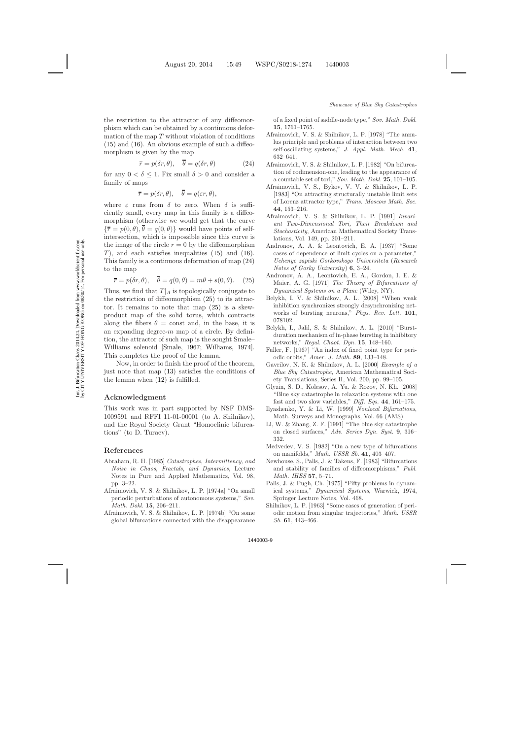the restriction to the attractor of any diffeomorphism which can be obtained by a continuous deformation of the map $T$ without violation of conditions (15) and (16). An obvious example of such a diffeomorphism is given by the map

$$\overline{r} = p(\delta r, \theta), \quad \overline{\theta} = q(\delta r, \theta) \tag{24}$$

for any $0 < \delta \leq 1$. Fix small $\delta > 0$ and consider a family of maps

$$\overline{r} = p(\delta r, \theta), \quad \overline{\theta} = q(\varepsilon r, \theta),$$

where $\varepsilon$ runs from $\delta$ to zero. When $\delta$ is sufficiently small, every map in this family is a diffeomorphism (otherwise we would get that the curve $\{\overline{r} = p(0, \theta), \overline{\theta} = q(0, \theta)\}$ would have points of self-intersection, which is impossible since this curve is the image of the circle $r = 0$ by the diffeomorphism $T$), and each satisfies inequalities (15) and (16). This family is a continuous deformation of map (24) to the map

$$\overline{r} = p(\delta r, \theta), \quad \overline{\theta} = q(0, \theta) = m\theta + s(0, \theta). \tag{25}$$

Thus, we find that $T|_A$ is topologically conjugate to the restriction of diffeomorphism (25) to its attractor. It remains to note that map (25) is a skew-product map of the solid torus, which contracts along the fibers $\theta = \text{const}$ and, in the base, it is an expanding degree-$m$ map of a circle. By definition, the attractor of such map is the sought Smale–Williams solenoid [Smale, 1967; Williams, 1974]. This completes the proof of the lemma.

Now, in order to finish the proof of the theorem, just note that map (13) satisfies the conditions of the lemma when (12) is fulfilled.

## Acknowledgment

This work was in part supported by NSF DMS-1009591 and RFFI 11-01-00001 (to A. Shilnikov), and the Royal Society Grant "Homoclinic bifurcations" (to D. Turaev).

## References

Abraham, R. H. [1985] *Catastrophes, Intermittency, and Noise in Chaos, Fractals, and Dynamics*, Lecture Notes in Pure and Applied Mathematics, Vol. 98, pp. 3–22.

Afraimovich, V. S. & Shilnikov, L. P. [1974a] "On small periodic perturbations of autonomous systems," *Sov. Math. Dokl.* **15**, 206–211.

Afraimovich, V. S. & Shilnikov, L. P. [1974b] "On some global bifurcations connected with the disappearance of a fixed point of saddle-node type," *Sov. Math. Dokl.* **15**, 1761–1765.

Afraimovich, V. S. & Shilnikov, L. P. [1978] "The annulus principle and problems of interaction between two self-oscillating systems," *J. Appl. Math. Mech.* **41**, 632–641.

Afraimovich, V. S. & Shilnikov, L. P. [1982] "On bifurcation of codimension-one, leading to the appearance of a countable set of tori," *Sov. Math. Dokl.* **25**, 101–105.

Afraimovich, V. S., Bykov, V. V. & Shilnikov, L. P. [1983] "On attracting structurally unstable limit sets of Lorenz attractor type," *Trans. Moscow Math. Soc.* **44**, 153–216.

Afraimovich, V. S. & Shilnikov, L. P. [1991] *Invariant Two-Dimensional Tori, Their Breakdown and Stochasticity*, American Mathematical Society Translations, Vol. 149, pp. 201–211.

Andronov, A. A. & Leontovich, E. A. [1937] "Some cases of dependence of limit cycles on a parameter," *Uchenye zapiski Gorkovskogo Universiteta* (*Research Notes of Gorky University*) **6**, 3–24.

Andronov, A. A., Leontovich, E. A., Gordon, I. E. & Maier, A. G. [1971] *The Theory of Bifurcations of Dynamical Systems on a Plane* (Wiley, NY).

Belykh, I. V. & Shilnikov, A. L. [2008] "When weak inhibition synchronizes strongly desynchronizing networks of bursting neurons," *Phys. Rev. Lett.* **101**, 078102.

Belykh, I., Jalil, S. & Shilnikov, A. L. [2010] "Burst-duration mechanism of in-phase bursting in inhibitory networks," *Regul. Chaot. Dyn.* **15**, 148–160.

Fuller, F. [1967] "An index of fixed point type for periodic orbits," *Amer. J. Math.* **89**, 133–148.

Gavrilov, N. K. & Shilnikov, A. L. [2000] *Example of a Blue Sky Catastrophe*, American Mathematical Society Translations, Series II, Vol. 200, pp. 99–105.

Glyzin, S. D., Kolesov, A. Yu. & Rozov, N. Kh. [2008] "Blue sky catastrophe in relaxation systems with one fast and two slow variables," *Diff. Eqs.* **44**, 161–175.

Ilyashenko, Y. & Li, W. [1999] *Nonlocal Bifurcations*, Math. Surveys and Monographs, Vol. 66 (AMS).

Li, W. & Zhang, Z. F. [1991] "The blue sky catastrophe on closed surfaces," *Adv. Series Dyn. Syst.* **9**, 316–332.

Medvedev, V. S. [1982] "On a new type of bifurcations on manifolds," *Math. USSR Sb.* **41**, 403–407.

Newhouse, S., Palis, J. & Takens, F. [1983] "Bifurcations and stability of families of diffeomorphisms," *Publ. Math. IHES* **57**, 5–71.

Palis, J. & Pugh, Ch. [1975] "Fifty problems in dynamical systems," *Dynamical Systems*, Warwick, 1974, Springer Lecture Notes, Vol. 468.

Shilnikov, L. P. [1963] "Some cases of generation of periodic motion from singular trajectories," *Math. USSR Sb.* **61**, 443–466.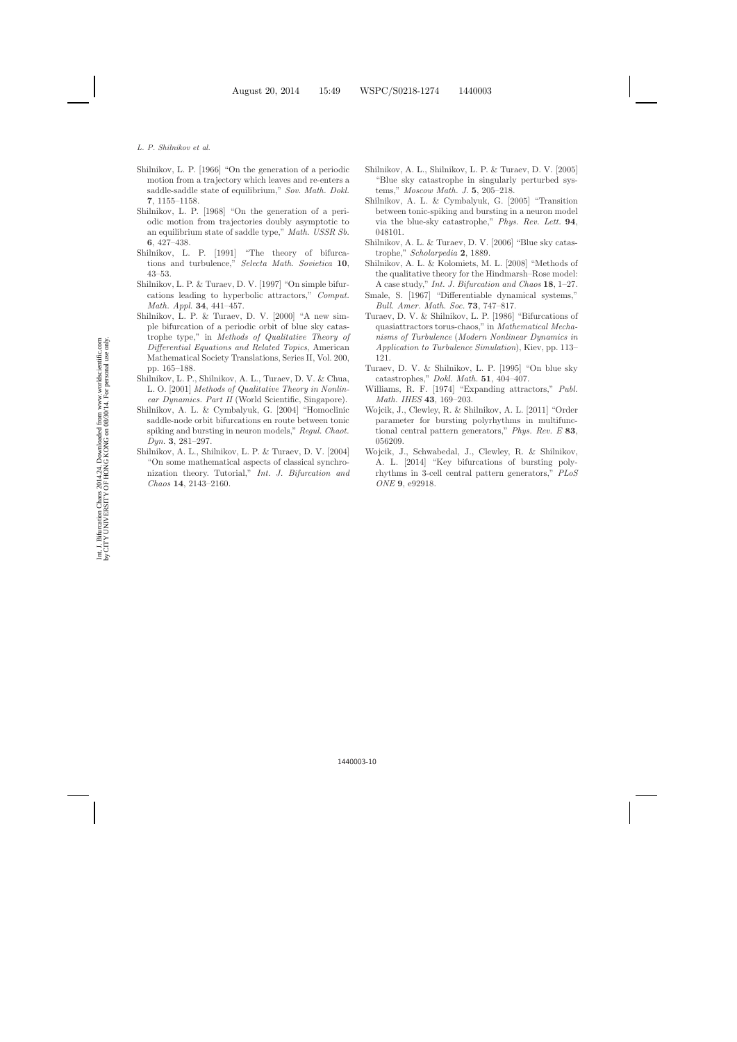Shilnikov, L. P. [1966] "On the generation of a periodic motion from a trajectory which leaves and re-enters a saddle-saddle state of equilibrium," *Sov. Math. Dokl.* **7**, 1155–1158.

Shilnikov, L. P. [1968] "On the generation of a periodic motion from trajectories doubly asymptotic to an equilibrium state of saddle type," *Math. USSR Sb.* **6**, 427–438.

Shilnikov, L. P. [1991] "The theory of bifurcations and turbulence," *Selecta Math. Sovietica* **10**, 43–53.

Shilnikov, L. P. & Turaev, D. V. [1997] "On simple bifurcations leading to hyperbolic attractors," *Comput. Math. Appl.* **34**, 441–457.

Shilnikov, L. P. & Turaev, D. V. [2000] "A new simple bifurcation of a periodic orbit of blue sky catastrophe type," in *Methods of Qualitative Theory of Differential Equations and Related Topics*, American Mathematical Society Translations, Series II, Vol. 200, pp. 165–188.

Shilnikov, L. P., Shilnikov, A. L., Turaev, D. V. & Chua, L. O. [2001] *Methods of Qualitative Theory in Nonlinear Dynamics. Part II* (World Scientific, Singapore).

Shilnikov, A. L. & Cymbalyuk, G. [2004] "Homoclinic saddle-node orbit bifurcations en route between tonic spiking and bursting in neuron models," *Regul. Chaot. Dyn.* **3**, 281–297.

Shilnikov, A. L., Shilnikov, L. P. & Turaev, D. V. [2004] "On some mathematical aspects of classical synchronization theory. Tutorial," *Int. J. Bifurcation and Chaos* **14**, 2143–2160.

Shilnikov, A. L., Shilnikov, L. P. & Turaev, D. V. [2005] "Blue sky catastrophe in singularly perturbed systems," *Moscow Math. J.* **5**, 205–218.

Shilnikov, A. L. & Cymbalyuk, G. [2005] "Transition between tonic-spiking and bursting in a neuron model via the blue-sky catastrophe," *Phys. Rev. Lett.* **94**, 048101.

Shilnikov, A. L. & Turaev, D. V. [2006] "Blue sky catastrophe," *Scholarpedia* **2**, 1889.

Shilnikov, A. L. & Kolomiets, M. L. [2008] "Methods of the qualitative theory for the Hindmarsh–Rose model: A case study," *Int. J. Bifurcation and Chaos* **18**, 1–27.

Smale, S. [1967] "Differentiable dynamical systems," *Bull. Amer. Math. Soc.* **73**, 747–817.

Turaev, D. V. & Shilnikov, L. P. [1986] "Bifurcations of quasiattractors torus-chaos," in *Mathematical Mechanisms of Turbulence* (*Modern Nonlinear Dynamics in Application to Turbulence Simulation*), Kiev, pp. 113–121.

Turaev, D. V. & Shilnikov, L. P. [1995] "On blue sky catastrophes," *Dokl. Math.* **51**, 404–407.

Williams, R. F. [1974] "Expanding attractors," *Publ. Math. IHES* **43**, 169–203.

Wojcik, J., Clewley, R. & Shilnikov, A. L. [2011] "Order parameter for bursting polyrhythms in multifunctional central pattern generators," *Phys. Rev. E* **83**, 056209.

Wojcik, J., Schwabedal, J., Clewley, R. & Shilnikov, A. L. [2014] "Key bifurcations of bursting polyrhythms in 3-cell central pattern generators," *PLoS ONE* **9**, e92918.